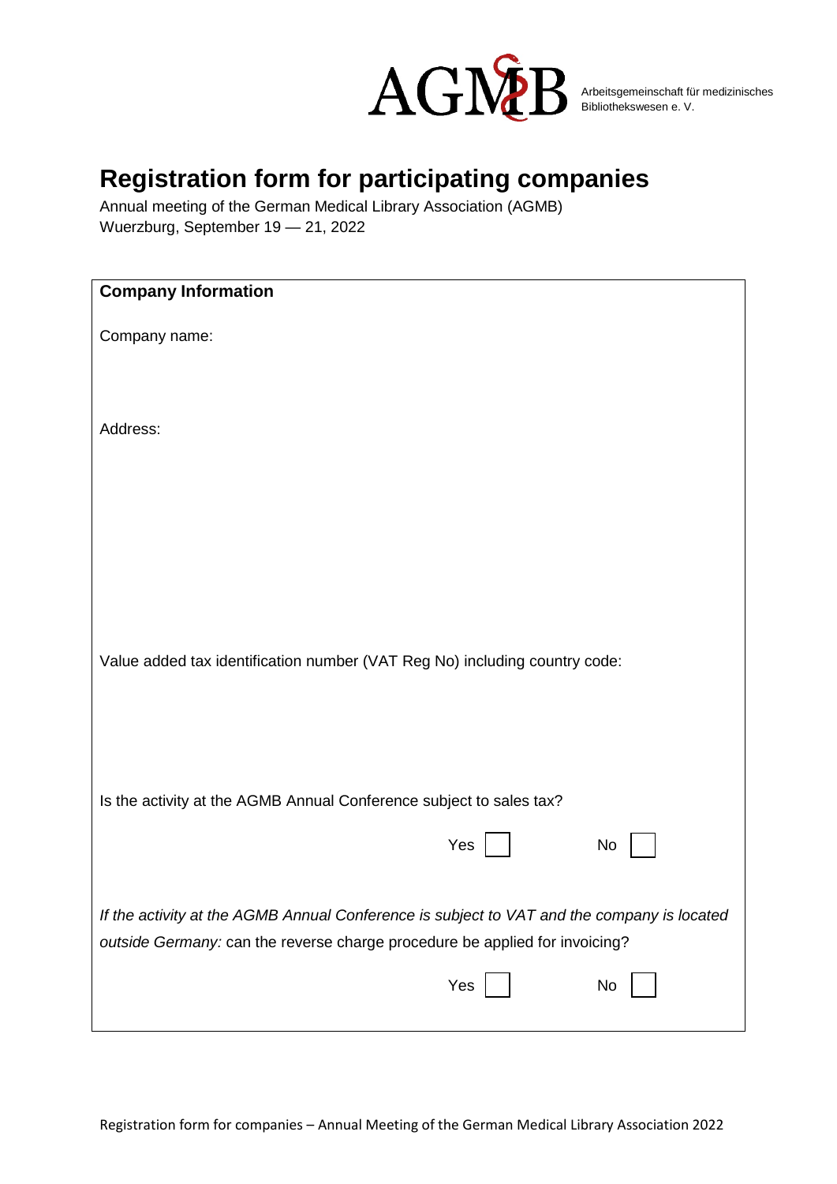AGMB Arbeitsgemeinschaft für medizinisches Bibliothekswesen e. V.

# Registration form for participating companies

Annual meeting of the German Medical Library Association (AGMB)
Wuerzburg, September 19 — 21, 2022

**Company Information**

Company name:

Address:

Value added tax identification number (VAT Reg No) including country code:

Is the activity at the AGMB Annual Conference subject to sales tax?

Yes ☐ No ☐

*If the activity at the AGMB Annual Conference is subject to VAT and the company is located outside Germany:* can the reverse charge procedure be applied for invoicing?

Yes ☐ No ☐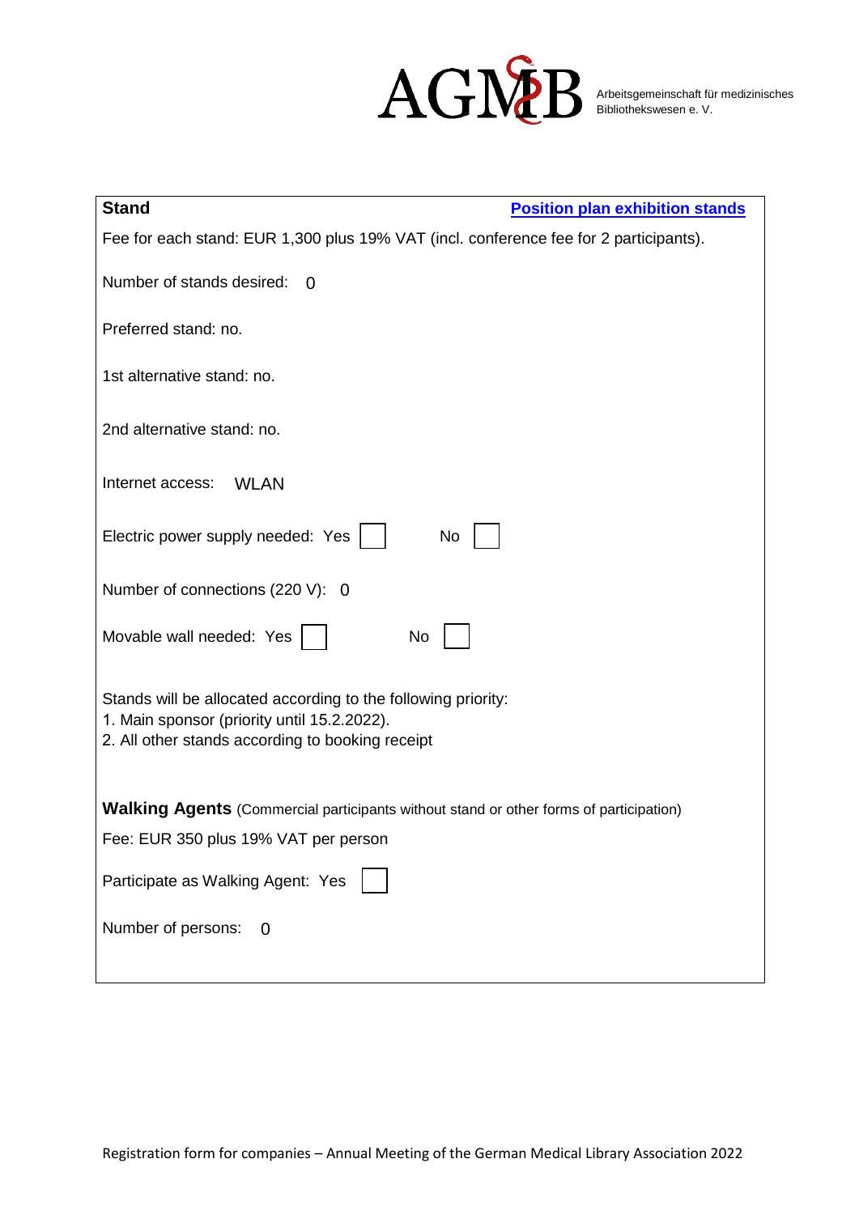AGMB Arbeitsgemeinschaft für medizinisches Bibliothekswesen e. V.

**Stand** **Position plan exhibition stands**

Fee for each stand: EUR 1,300 plus 19% VAT (incl. conference fee for 2 participants).

Number of stands desired: 0

Preferred stand: no.

1st alternative stand: no.

2nd alternative stand: no.

Internet access: WLAN

Electric power supply needed: Yes ☐ No ☐

Number of connections (220 V): 0

Movable wall needed: Yes ☐ No ☐

Stands will be allocated according to the following priority:
1. Main sponsor (priority until 15.2.2022).
2. All other stands according to booking receipt

**Walking Agents** (Commercial participants without stand or other forms of participation)

Fee: EUR 350 plus 19% VAT per person

Participate as Walking Agent: Yes ☐

Number of persons: 0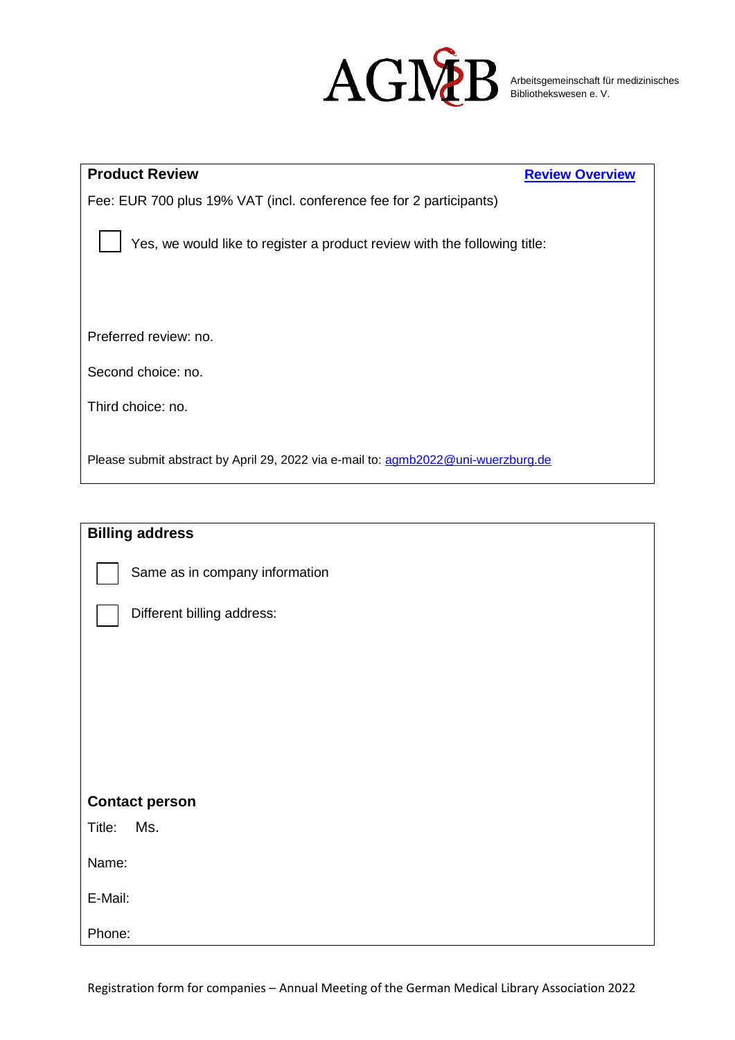AGMB Arbeitsgemeinschaft für medizinisches Bibliothekswesen e. V.

**Product Review** **Review Overview**

Fee: EUR 700 plus 19% VAT (incl. conference fee for 2 participants)

☐ Yes, we would like to register a product review with the following title:

Preferred review: no.

Second choice: no.

Third choice: no.

Please submit abstract by April 29, 2022 via e-mail to: agmb2022@uni-wuerzburg.de

**Billing address**

☐ Same as in company information

☐ Different billing address:

**Contact person**

Title: Ms.

Name:

E-Mail:

Phone:

Registration form for companies – Annual Meeting of the German Medical Library Association 2022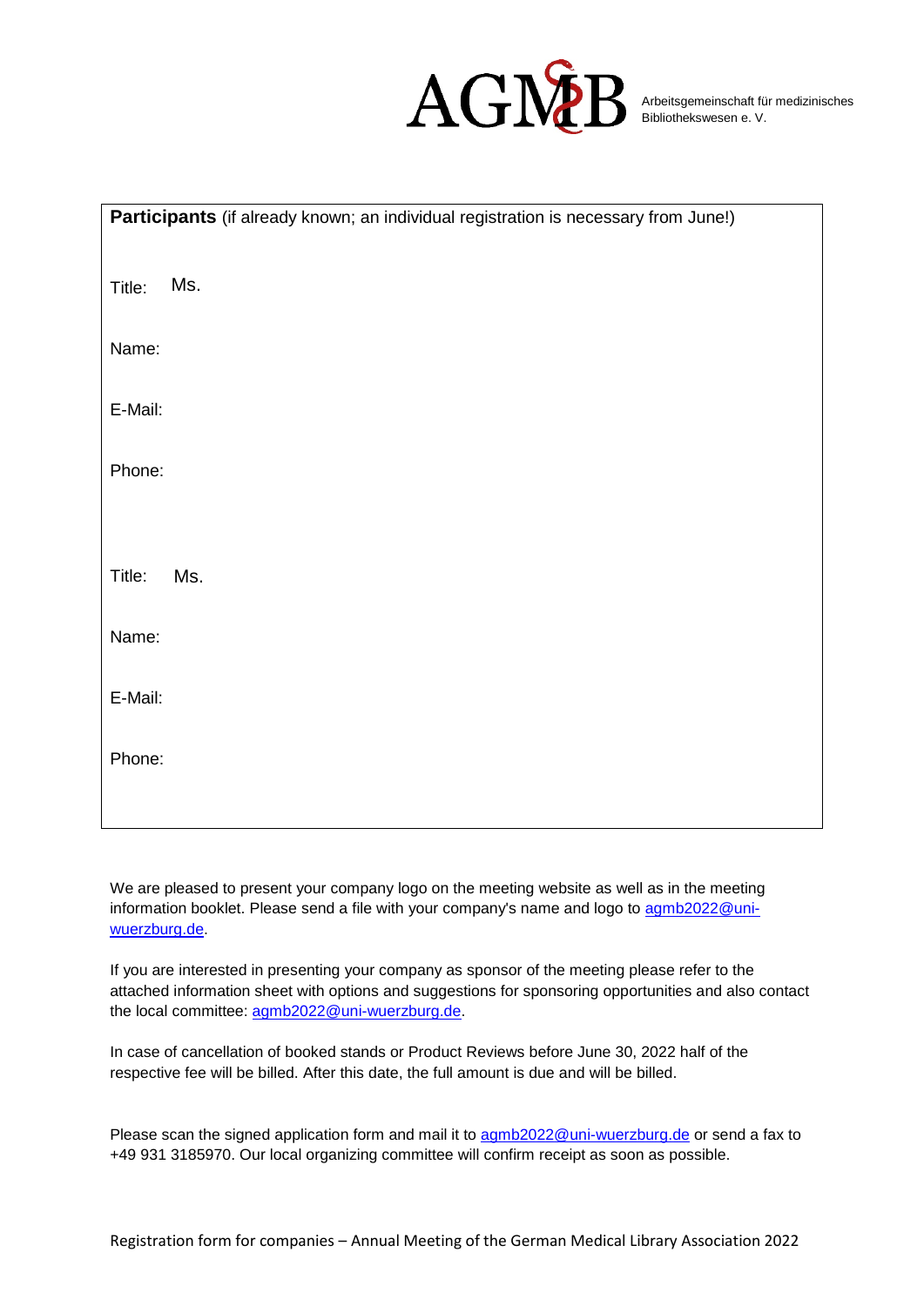AGMB

Arbeitsgemeinschaft für medizinisches Bibliothekswesen e. V.

**Participants** (if already known; an individual registration is necessary from June!)

Title: Ms.

Name:

E-Mail:

Phone:

Title: Ms.

Name:

E-Mail:

Phone:

We are pleased to present your company logo on the meeting website as well as in the meeting information booklet. Please send a file with your company's name and logo to agmb2022@uni-wuerzburg.de.

If you are interested in presenting your company as sponsor of the meeting please refer to the attached information sheet with options and suggestions for sponsoring opportunities and also contact the local committee: agmb2022@uni-wuerzburg.de.

In case of cancellation of booked stands or Product Reviews before June 30, 2022 half of the respective fee will be billed. After this date, the full amount is due and will be billed.

Please scan the signed application form and mail it to agmb2022@uni-wuerzburg.de or send a fax to +49 931 3185970. Our local organizing committee will confirm receipt as soon as possible.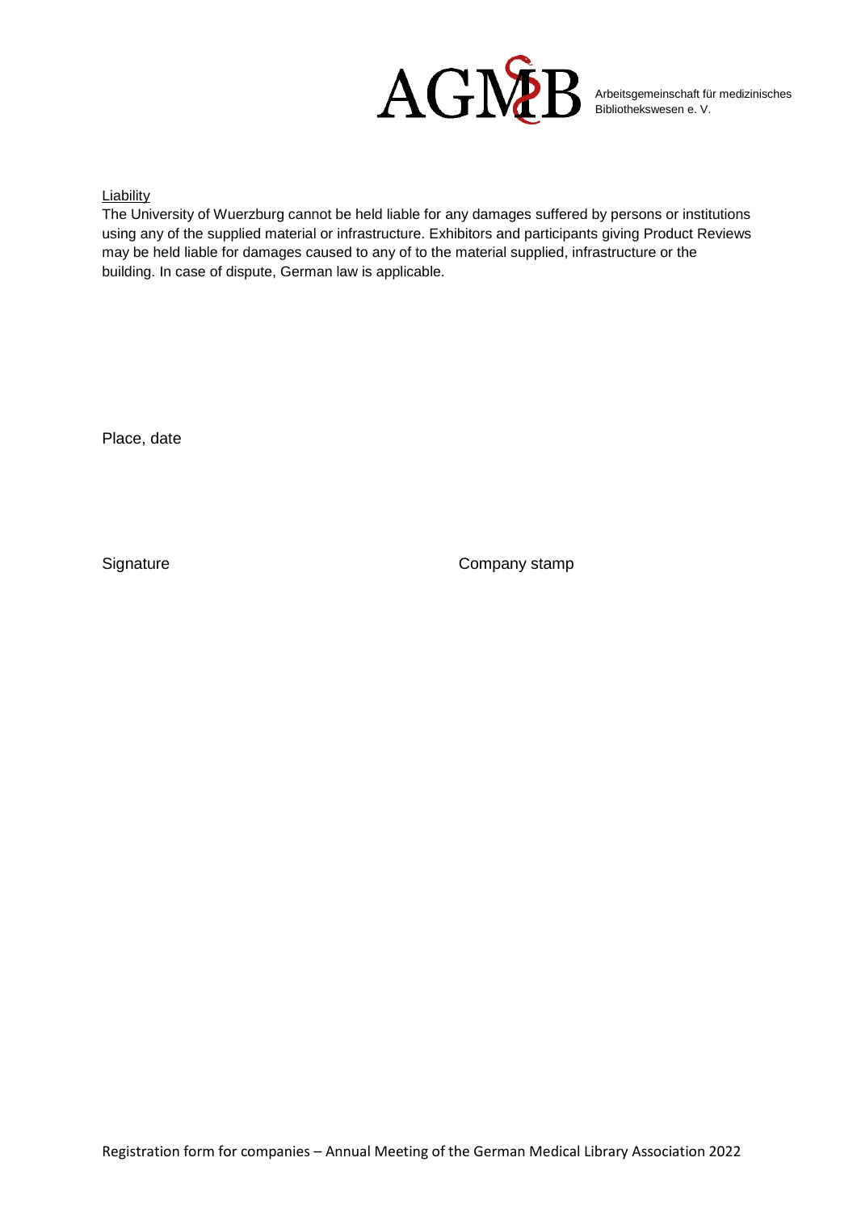Liability

The University of Wuerzburg cannot be held liable for any damages suffered by persons or institutions using any of the supplied material or infrastructure. Exhibitors and participants giving Product Reviews may be held liable for damages caused to any of to the material supplied, infrastructure or the building. In case of dispute, German law is applicable.

Place, date

Signature

Company stamp